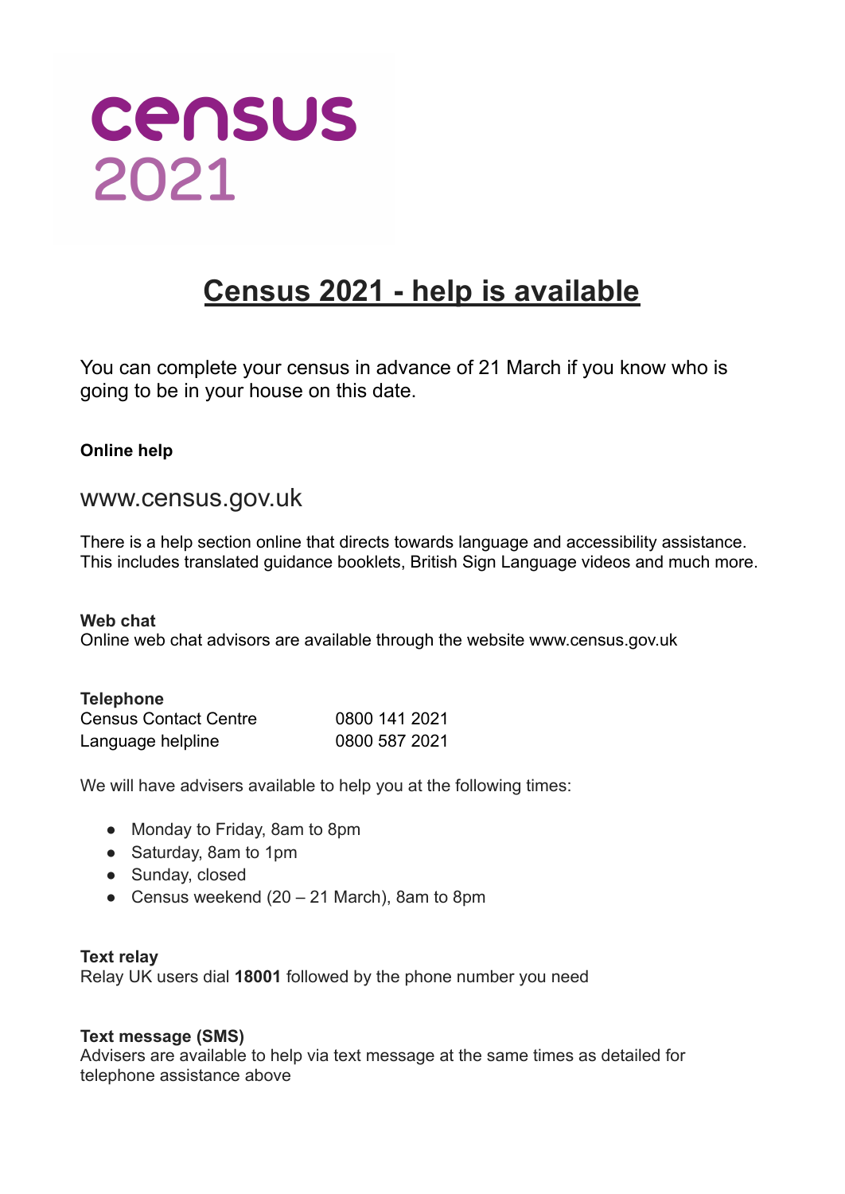census
2021

# Census 2021 - help is available

You can complete your census in advance of 21 March if you know who is going to be in your house on this date.

**Online help**

www.census.gov.uk

There is a help section online that directs towards language and accessibility assistance. This includes translated guidance booklets, British Sign Language videos and much more.

**Web chat**
Online web chat advisors are available through the website www.census.gov.uk

**Telephone**

| | |
|---|---|
| Census Contact Centre | 0800 141 2021 |
| Language helpline | 0800 587 2021 |

We will have advisers available to help you at the following times:

- Monday to Friday, 8am to 8pm
- Saturday, 8am to 1pm
- Sunday, closed
- Census weekend (20 – 21 March), 8am to 8pm

**Text relay**
Relay UK users dial **18001** followed by the phone number you need

**Text message (SMS)**
Advisers are available to help via text message at the same times as detailed for telephone assistance above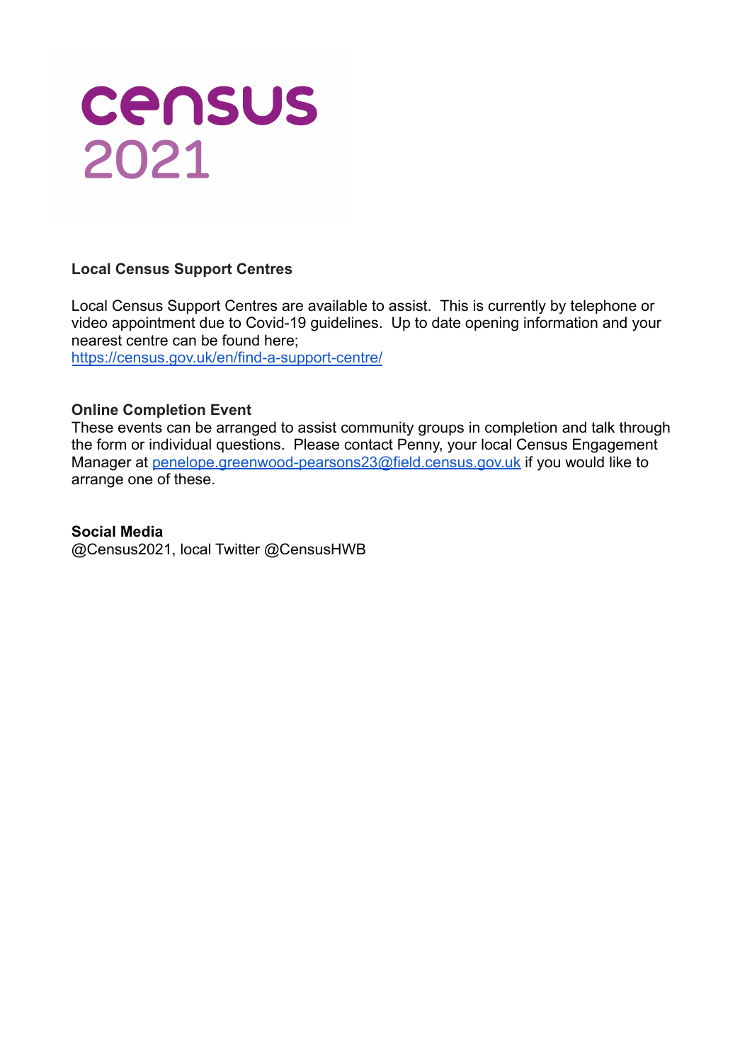census
2021

**Local Census Support Centres**

Local Census Support Centres are available to assist. This is currently by telephone or video appointment due to Covid-19 guidelines. Up to date opening information and your nearest centre can be found here;
https://census.gov.uk/en/find-a-support-centre/

**Online Completion Event**

These events can be arranged to assist community groups in completion and talk through the form or individual questions. Please contact Penny, your local Census Engagement Manager at penelope.greenwood-pearsons23@field.census.gov.uk if you would like to arrange one of these.

**Social Media**

@Census2021, local Twitter @CensusHWB